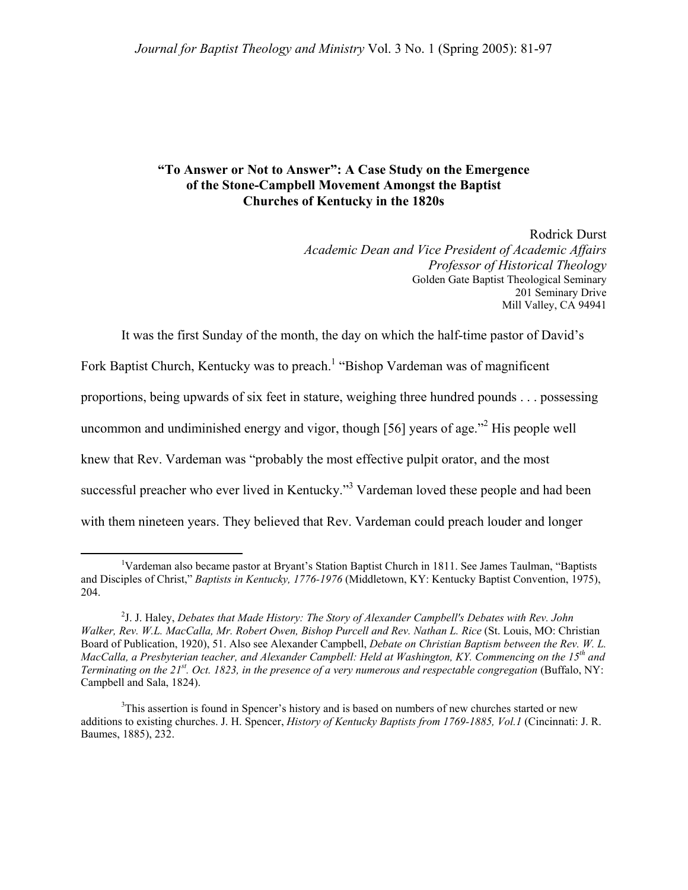# "To Answer or Not to Answer": A Case Study on the Emergence of the Stone-Campbell Movement Amongst the Baptist Churches of Kentucky in the 1820s

Rodrick Durst
*Academic Dean and Vice President of Academic Affairs*
*Professor of Historical Theology*
Golden Gate Baptist Theological Seminary
201 Seminary Drive
Mill Valley, CA 94941

It was the first Sunday of the month, the day on which the half-time pastor of David's Fork Baptist Church, Kentucky was to preach.[1] "Bishop Vardeman was of magnificent proportions, being upwards of six feet in stature, weighing three hundred pounds . . . possessing uncommon and undiminished energy and vigor, though [56] years of age."[2] His people well knew that Rev. Vardeman was "probably the most effective pulpit orator, and the most successful preacher who ever lived in Kentucky."[3] Vardeman loved these people and had been with them nineteen years. They believed that Rev. Vardeman could preach louder and longer

---

[1]Vardeman also became pastor at Bryant's Station Baptist Church in 1811. See James Taulman, "Baptists and Disciples of Christ," *Baptists in Kentucky, 1776-1976* (Middletown, KY: Kentucky Baptist Convention, 1975), 204.

[2]J. J. Haley, *Debates that Made History: The Story of Alexander Campbell's Debates with Rev. John Walker, Rev. W.L. MacCalla, Mr. Robert Owen, Bishop Purcell and Rev. Nathan L. Rice* (St. Louis, MO: Christian Board of Publication, 1920), 51. Also see Alexander Campbell, *Debate on Christian Baptism between the Rev. W. L. MacCalla, a Presbyterian teacher, and Alexander Campbell: Held at Washington, KY. Commencing on the 15th and Terminating on the 21st. Oct. 1823, in the presence of a very numerous and respectable congregation* (Buffalo, NY: Campbell and Sala, 1824).

[3]This assertion is found in Spencer's history and is based on numbers of new churches started or new additions to existing churches. J. H. Spencer, *History of Kentucky Baptists from 1769-1885, Vol.1* (Cincinnati: J. R. Baumes, 1885), 232.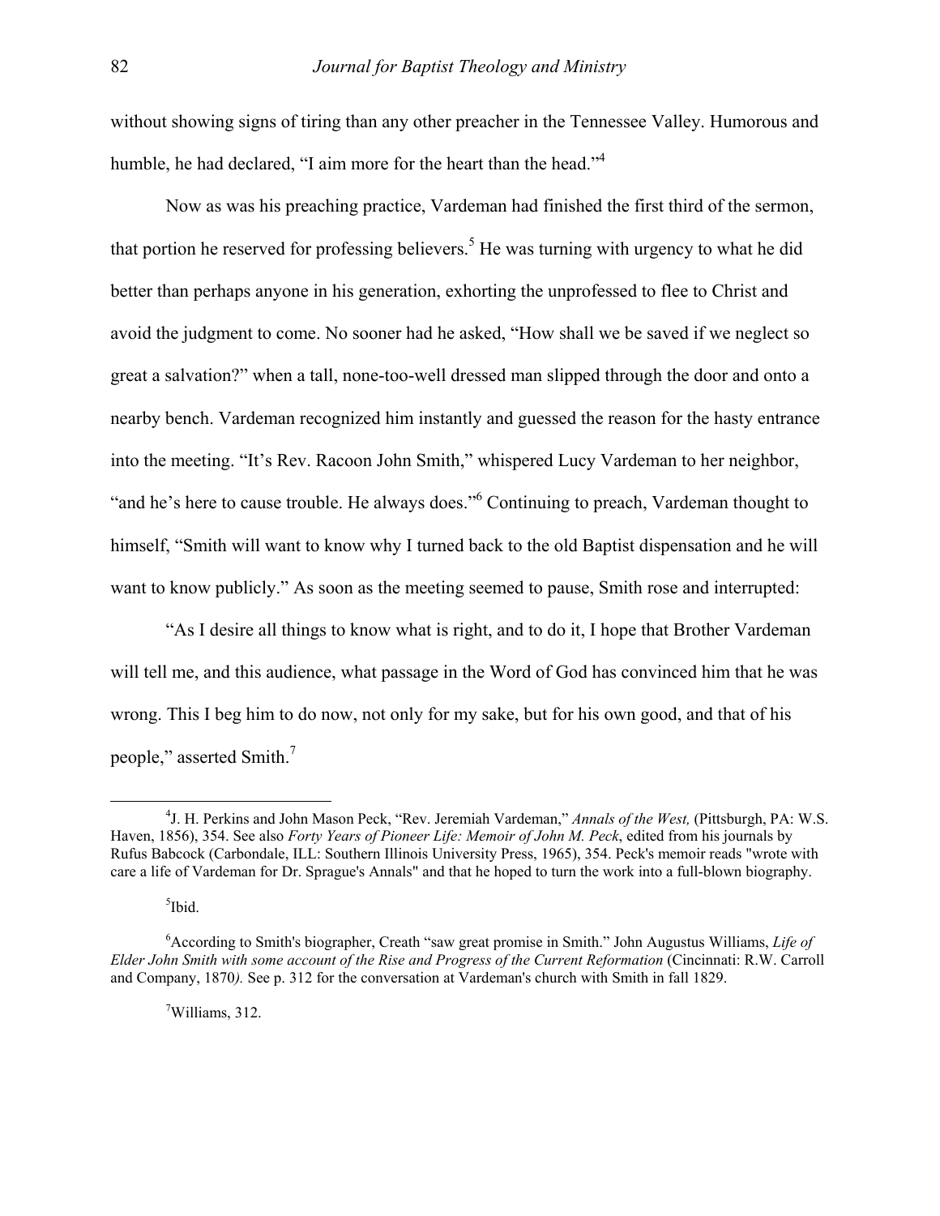without showing signs of tiring than any other preacher in the Tennessee Valley. Humorous and humble, he had declared, "I aim more for the heart than the head."[4]

Now as was his preaching practice, Vardeman had finished the first third of the sermon, that portion he reserved for professing believers.[5] He was turning with urgency to what he did better than perhaps anyone in his generation, exhorting the unprofessed to flee to Christ and avoid the judgment to come. No sooner had he asked, "How shall we be saved if we neglect so great a salvation?" when a tall, none-too-well dressed man slipped through the door and onto a nearby bench. Vardeman recognized him instantly and guessed the reason for the hasty entrance into the meeting. "It's Rev. Racoon John Smith," whispered Lucy Vardeman to her neighbor, "and he's here to cause trouble. He always does."[6] Continuing to preach, Vardeman thought to himself, "Smith will want to know why I turned back to the old Baptist dispensation and he will want to know publicly." As soon as the meeting seemed to pause, Smith rose and interrupted:

"As I desire all things to know what is right, and to do it, I hope that Brother Vardeman will tell me, and this audience, what passage in the Word of God has convinced him that he was wrong. This I beg him to do now, not only for my sake, but for his own good, and that of his people," asserted Smith.[7]

---

[4] J. H. Perkins and John Mason Peck, "Rev. Jeremiah Vardeman," *Annals of the West,* (Pittsburgh, PA: W.S. Haven, 1856), 354. See also *Forty Years of Pioneer Life: Memoir of John M. Peck*, edited from his journals by Rufus Babcock (Carbondale, ILL: Southern Illinois University Press, 1965), 354. Peck's memoir reads "wrote with care a life of Vardeman for Dr. Sprague's Annals" and that he hoped to turn the work into a full-blown biography.

[5] Ibid.

[6] According to Smith's biographer, Creath "saw great promise in Smith." John Augustus Williams, *Life of Elder John Smith with some account of the Rise and Progress of the Current Reformation* (Cincinnati: R.W. Carroll and Company, 1870*).* See p. 312 for the conversation at Vardeman's church with Smith in fall 1829.

[7] Williams, 312.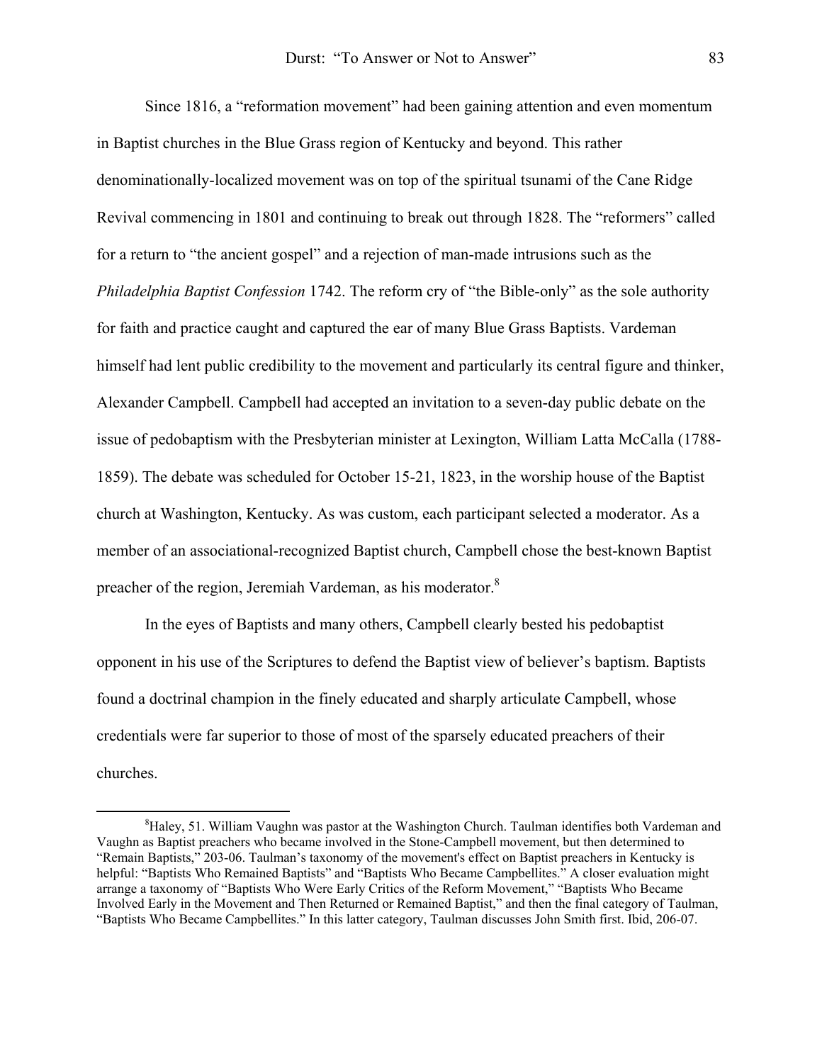Since 1816, a "reformation movement" had been gaining attention and even momentum in Baptist churches in the Blue Grass region of Kentucky and beyond. This rather denominationally-localized movement was on top of the spiritual tsunami of the Cane Ridge Revival commencing in 1801 and continuing to break out through 1828. The "reformers" called for a return to "the ancient gospel" and a rejection of man-made intrusions such as the *Philadelphia Baptist Confession* 1742. The reform cry of "the Bible-only" as the sole authority for faith and practice caught and captured the ear of many Blue Grass Baptists. Vardeman himself had lent public credibility to the movement and particularly its central figure and thinker, Alexander Campbell. Campbell had accepted an invitation to a seven-day public debate on the issue of pedobaptism with the Presbyterian minister at Lexington, William Latta McCalla (1788-1859). The debate was scheduled for October 15-21, 1823, in the worship house of the Baptist church at Washington, Kentucky. As was custom, each participant selected a moderator. As a member of an associational-recognized Baptist church, Campbell chose the best-known Baptist preacher of the region, Jeremiah Vardeman, as his moderator.[8]

In the eyes of Baptists and many others, Campbell clearly bested his pedobaptist opponent in his use of the Scriptures to defend the Baptist view of believer's baptism. Baptists found a doctrinal champion in the finely educated and sharply articulate Campbell, whose credentials were far superior to those of most of the sparsely educated preachers of their churches.

---

[8]Haley, 51. William Vaughn was pastor at the Washington Church. Taulman identifies both Vardeman and Vaughn as Baptist preachers who became involved in the Stone-Campbell movement, but then determined to "Remain Baptists," 203-06. Taulman's taxonomy of the movement's effect on Baptist preachers in Kentucky is helpful: "Baptists Who Remained Baptists" and "Baptists Who Became Campbellites." A closer evaluation might arrange a taxonomy of "Baptists Who Were Early Critics of the Reform Movement," "Baptists Who Became Involved Early in the Movement and Then Returned or Remained Baptist," and then the final category of Taulman, "Baptists Who Became Campbellites." In this latter category, Taulman discusses John Smith first. Ibid, 206-07.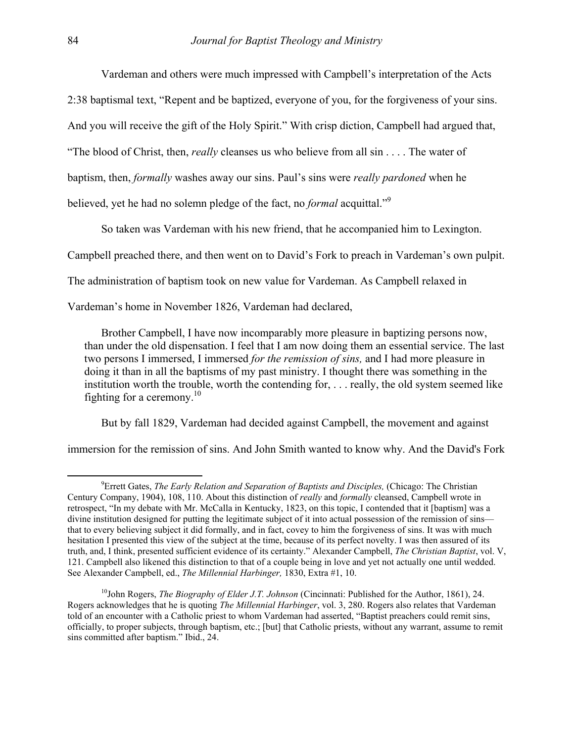Vardeman and others were much impressed with Campbell's interpretation of the Acts 2:38 baptismal text, "Repent and be baptized, everyone of you, for the forgiveness of your sins. And you will receive the gift of the Holy Spirit." With crisp diction, Campbell had argued that, "The blood of Christ, then, *really* cleanses us who believe from all sin . . . . The water of baptism, then, *formally* washes away our sins. Paul's sins were *really pardoned* when he believed, yet he had no solemn pledge of the fact, no *formal* acquittal."[9]

So taken was Vardeman with his new friend, that he accompanied him to Lexington. Campbell preached there, and then went on to David's Fork to preach in Vardeman's own pulpit. The administration of baptism took on new value for Vardeman. As Campbell relaxed in Vardeman's home in November 1826, Vardeman had declared,

> Brother Campbell, I have now incomparably more pleasure in baptizing persons now, than under the old dispensation. I feel that I am now doing them an essential service. The last two persons I immersed, I immersed *for the remission of sins,* and I had more pleasure in doing it than in all the baptisms of my past ministry. I thought there was something in the institution worth the trouble, worth the contending for, . . . really, the old system seemed like fighting for a ceremony.[10]

But by fall 1829, Vardeman had decided against Campbell, the movement and against immersion for the remission of sins. And John Smith wanted to know why. And the David's Fork

---

[9]Errett Gates, *The Early Relation and Separation of Baptists and Disciples,* (Chicago: The Christian Century Company, 1904), 108, 110. About this distinction of *really* and *formally* cleansed, Campbell wrote in retrospect, "In my debate with Mr. McCalla in Kentucky, 1823, on this topic, I contended that it [baptism] was a divine institution designed for putting the legitimate subject of it into actual possession of the remission of sins—that to every believing subject it did formally, and in fact, covey to him the forgiveness of sins. It was with much hesitation I presented this view of the subject at the time, because of its perfect novelty. I was then assured of its truth, and, I think, presented sufficient evidence of its certainty." Alexander Campbell, *The Christian Baptist*, vol. V, 121. Campbell also likened this distinction to that of a couple being in love and yet not actually one until wedded. See Alexander Campbell, ed., *The Millennial Harbinger,* 1830, Extra #1, 10.

[10]John Rogers, *The Biography of Elder J.T. Johnson* (Cincinnati: Published for the Author, 1861), 24. Rogers acknowledges that he is quoting *The Millennial Harbinger*, vol. 3, 280. Rogers also relates that Vardeman told of an encounter with a Catholic priest to whom Vardeman had asserted, "Baptist preachers could remit sins, officially, to proper subjects, through baptism, etc.; [but] that Catholic priests, without any warrant, assume to remit sins committed after baptism." Ibid., 24.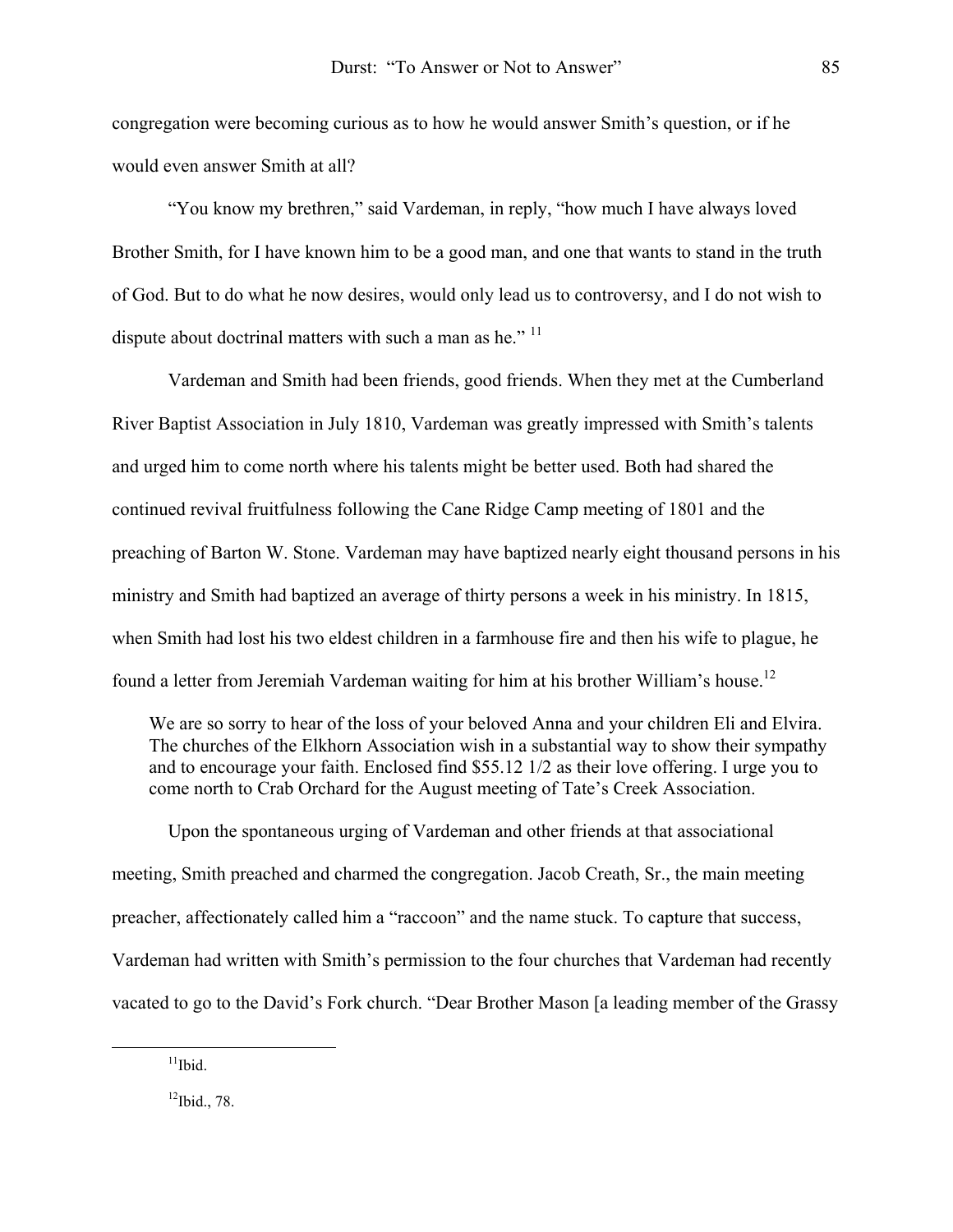congregation were becoming curious as to how he would answer Smith's question, or if he would even answer Smith at all?

"You know my brethren," said Vardeman, in reply, "how much I have always loved Brother Smith, for I have known him to be a good man, and one that wants to stand in the truth of God. But to do what he now desires, would only lead us to controversy, and I do not wish to dispute about doctrinal matters with such a man as he." [11]

Vardeman and Smith had been friends, good friends. When they met at the Cumberland River Baptist Association in July 1810, Vardeman was greatly impressed with Smith's talents and urged him to come north where his talents might be better used. Both had shared the continued revival fruitfulness following the Cane Ridge Camp meeting of 1801 and the preaching of Barton W. Stone. Vardeman may have baptized nearly eight thousand persons in his ministry and Smith had baptized an average of thirty persons a week in his ministry. In 1815, when Smith had lost his two eldest children in a farmhouse fire and then his wife to plague, he found a letter from Jeremiah Vardeman waiting for him at his brother William's house.[12]

> We are so sorry to hear of the loss of your beloved Anna and your children Eli and Elvira. The churches of the Elkhorn Association wish in a substantial way to show their sympathy and to encourage your faith. Enclosed find $55.12 1/2 as their love offering. I urge you to come north to Crab Orchard for the August meeting of Tate's Creek Association.

Upon the spontaneous urging of Vardeman and other friends at that associational meeting, Smith preached and charmed the congregation. Jacob Creath, Sr., the main meeting preacher, affectionately called him a "raccoon" and the name stuck. To capture that success, Vardeman had written with Smith's permission to the four churches that Vardeman had recently vacated to go to the David's Fork church. "Dear Brother Mason [a leading member of the Grassy

---

[11] Ibid.

[12] Ibid., 78.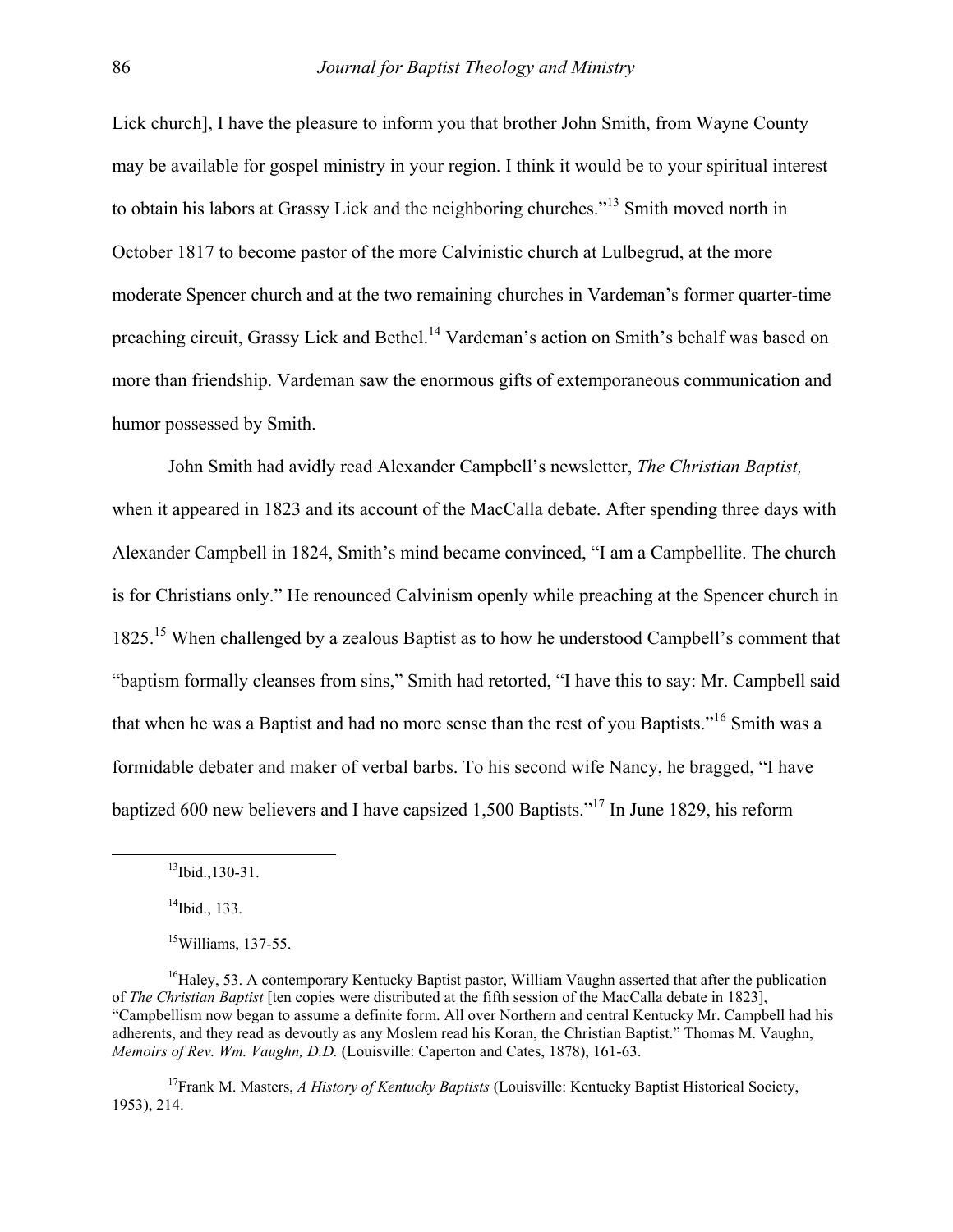Lick church], I have the pleasure to inform you that brother John Smith, from Wayne County may be available for gospel ministry in your region. I think it would be to your spiritual interest to obtain his labors at Grassy Lick and the neighboring churches."[13] Smith moved north in October 1817 to become pastor of the more Calvinistic church at Lulbegrud, at the more moderate Spencer church and at the two remaining churches in Vardeman's former quarter-time preaching circuit, Grassy Lick and Bethel.[14] Vardeman's action on Smith's behalf was based on more than friendship. Vardeman saw the enormous gifts of extemporaneous communication and humor possessed by Smith.

John Smith had avidly read Alexander Campbell's newsletter, *The Christian Baptist,* when it appeared in 1823 and its account of the MacCalla debate. After spending three days with Alexander Campbell in 1824, Smith's mind became convinced, "I am a Campbellite. The church is for Christians only." He renounced Calvinism openly while preaching at the Spencer church in 1825.[15] When challenged by a zealous Baptist as to how he understood Campbell's comment that "baptism formally cleanses from sins," Smith had retorted, "I have this to say: Mr. Campbell said that when he was a Baptist and had no more sense than the rest of you Baptists."[16] Smith was a formidable debater and maker of verbal barbs. To his second wife Nancy, he bragged, "I have baptized 600 new believers and I have capsized 1,500 Baptists."[17] In June 1829, his reform

---

[13] Ibid.,130-31.

[14] Ibid., 133.

[15] Williams, 137-55.

[16] Haley, 53. A contemporary Kentucky Baptist pastor, William Vaughn asserted that after the publication of *The Christian Baptist* [ten copies were distributed at the fifth session of the MacCalla debate in 1823], "Campbellism now began to assume a definite form. All over Northern and central Kentucky Mr. Campbell had his adherents, and they read as devoutly as any Moslem read his Koran, the Christian Baptist." Thomas M. Vaughn, *Memoirs of Rev. Wm. Vaughn, D.D.* (Louisville: Caperton and Cates, 1878), 161-63.

[17] Frank M. Masters, *A History of Kentucky Baptists* (Louisville: Kentucky Baptist Historical Society, 1953), 214.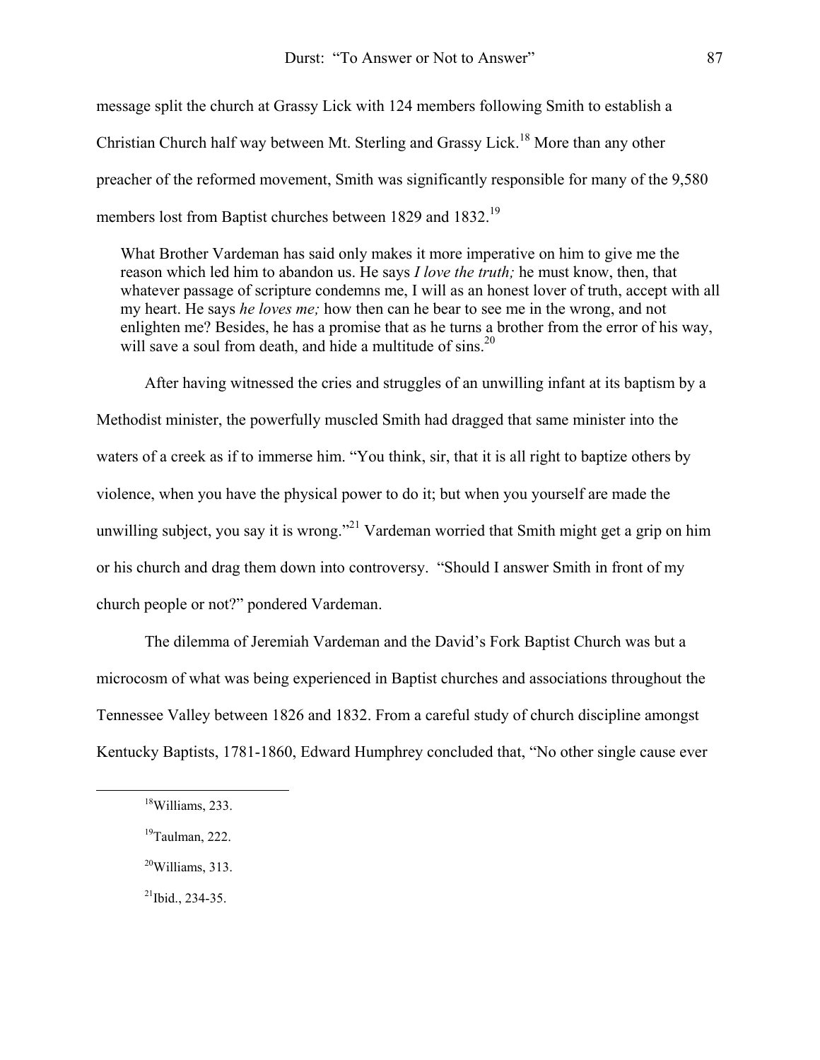message split the church at Grassy Lick with 124 members following Smith to establish a Christian Church half way between Mt. Sterling and Grassy Lick.[18] More than any other preacher of the reformed movement, Smith was significantly responsible for many of the 9,580 members lost from Baptist churches between 1829 and 1832.[19]

> What Brother Vardeman has said only makes it more imperative on him to give me the reason which led him to abandon us. He says *I love the truth;* he must know, then, that whatever passage of scripture condemns me, I will as an honest lover of truth, accept with all my heart. He says *he loves me;* how then can he bear to see me in the wrong, and not enlighten me? Besides, he has a promise that as he turns a brother from the error of his way, will save a soul from death, and hide a multitude of sins.[20]

After having witnessed the cries and struggles of an unwilling infant at its baptism by a Methodist minister, the powerfully muscled Smith had dragged that same minister into the waters of a creek as if to immerse him. "You think, sir, that it is all right to baptize others by violence, when you have the physical power to do it; but when you yourself are made the unwilling subject, you say it is wrong."[21] Vardeman worried that Smith might get a grip on him or his church and drag them down into controversy. "Should I answer Smith in front of my church people or not?" pondered Vardeman.

The dilemma of Jeremiah Vardeman and the David's Fork Baptist Church was but a microcosm of what was being experienced in Baptist churches and associations throughout the Tennessee Valley between 1826 and 1832. From a careful study of church discipline amongst Kentucky Baptists, 1781-1860, Edward Humphrey concluded that, "No other single cause ever

---

[18] Williams, 233.

[19] Taulman, 222.

[20] Williams, 313.

[21] Ibid., 234-35.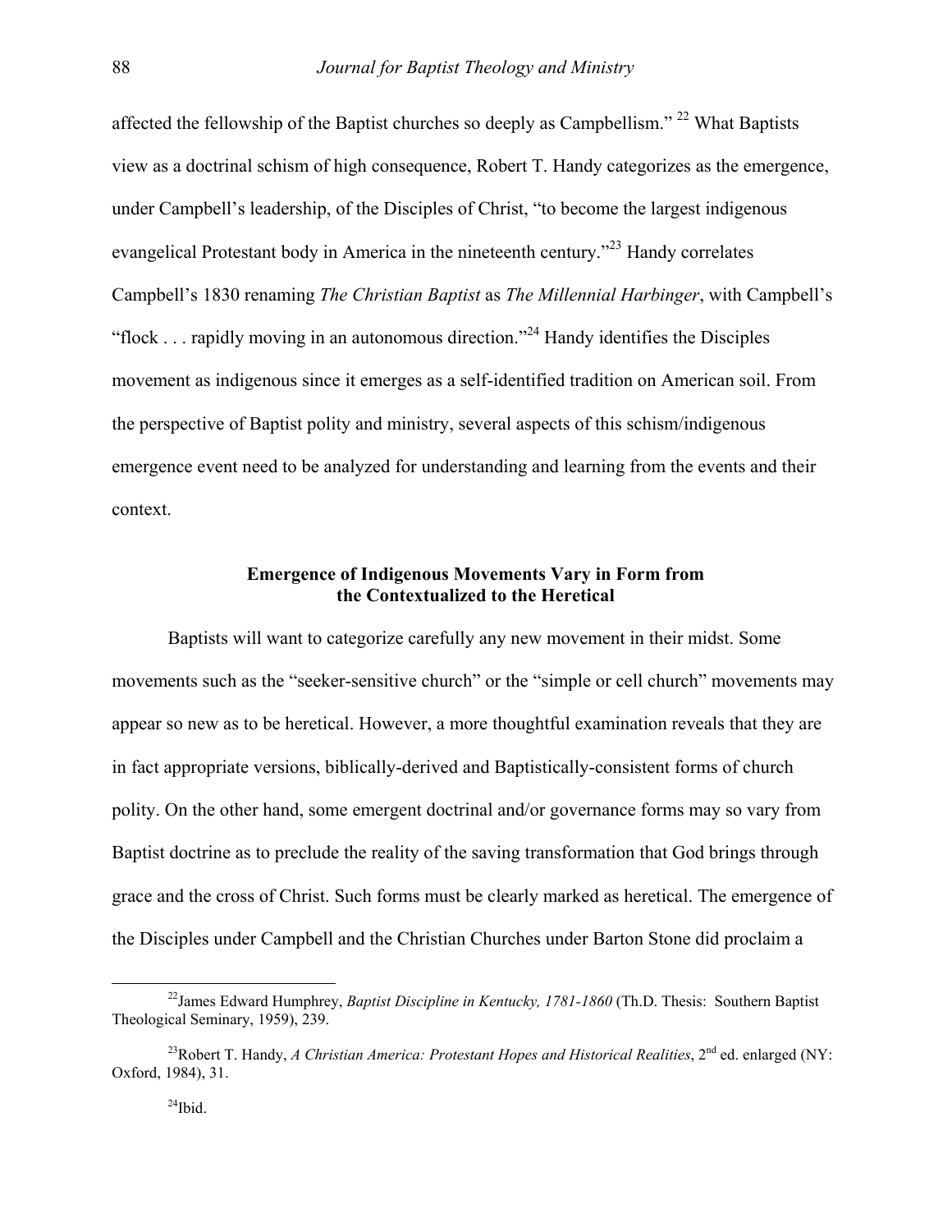affected the fellowship of the Baptist churches so deeply as Campbellism."[22] What Baptists view as a doctrinal schism of high consequence, Robert T. Handy categorizes as the emergence, under Campbell's leadership, of the Disciples of Christ, "to become the largest indigenous evangelical Protestant body in America in the nineteenth century."[23] Handy correlates Campbell's 1830 renaming *The Christian Baptist* as *The Millennial Harbinger*, with Campbell's "flock . . . rapidly moving in an autonomous direction."[24] Handy identifies the Disciples movement as indigenous since it emerges as a self-identified tradition on American soil. From the perspective of Baptist polity and ministry, several aspects of this schism/indigenous emergence event need to be analyzed for understanding and learning from the events and their context.

## Emergence of Indigenous Movements Vary in Form from the Contextualized to the Heretical

Baptists will want to categorize carefully any new movement in their midst. Some movements such as the "seeker-sensitive church" or the "simple or cell church" movements may appear so new as to be heretical. However, a more thoughtful examination reveals that they are in fact appropriate versions, biblically-derived and Baptistically-consistent forms of church polity. On the other hand, some emergent doctrinal and/or governance forms may so vary from Baptist doctrine as to preclude the reality of the saving transformation that God brings through grace and the cross of Christ. Such forms must be clearly marked as heretical. The emergence of the Disciples under Campbell and the Christian Churches under Barton Stone did proclaim a

---

[22] James Edward Humphrey, *Baptist Discipline in Kentucky, 1781-1860* (Th.D. Thesis: Southern Baptist Theological Seminary, 1959), 239.

[23] Robert T. Handy, *A Christian America: Protestant Hopes and Historical Realities*, 2nd ed. enlarged (NY: Oxford, 1984), 31.

[24] Ibid.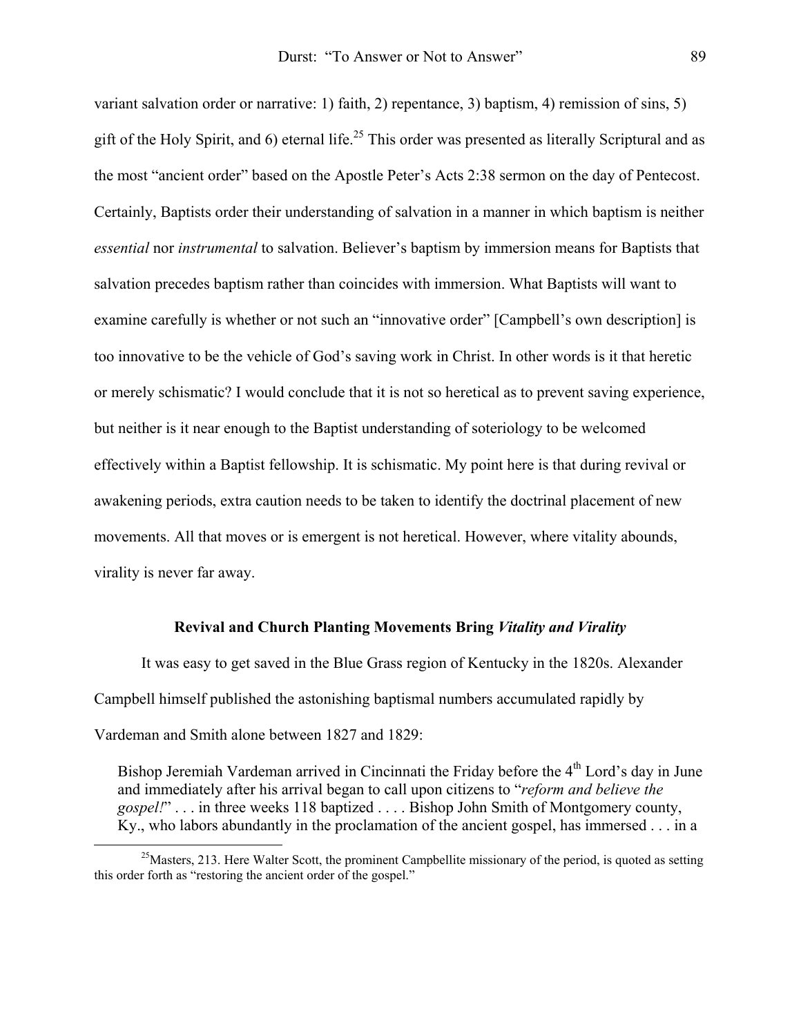variant salvation order or narrative: 1) faith, 2) repentance, 3) baptism, 4) remission of sins, 5) gift of the Holy Spirit, and 6) eternal life.[25] This order was presented as literally Scriptural and as the most "ancient order" based on the Apostle Peter's Acts 2:38 sermon on the day of Pentecost. Certainly, Baptists order their understanding of salvation in a manner in which baptism is neither *essential* nor *instrumental* to salvation. Believer's baptism by immersion means for Baptists that salvation precedes baptism rather than coincides with immersion. What Baptists will want to examine carefully is whether or not such an "innovative order" [Campbell's own description] is too innovative to be the vehicle of God's saving work in Christ. In other words is it that heretic or merely schismatic? I would conclude that it is not so heretical as to prevent saving experience, but neither is it near enough to the Baptist understanding of soteriology to be welcomed effectively within a Baptist fellowship. It is schismatic. My point here is that during revival or awakening periods, extra caution needs to be taken to identify the doctrinal placement of new movements. All that moves or is emergent is not heretical. However, where vitality abounds, virality is never far away.

### Revival and Church Planting Movements Bring *Vitality and Virality*

It was easy to get saved in the Blue Grass region of Kentucky in the 1820s. Alexander Campbell himself published the astonishing baptismal numbers accumulated rapidly by Vardeman and Smith alone between 1827 and 1829:

> Bishop Jeremiah Vardeman arrived in Cincinnati the Friday before the 4th Lord's day in June and immediately after his arrival began to call upon citizens to "*reform and believe the gospel!*" . . . in three weeks 118 baptized . . . . Bishop John Smith of Montgomery county, Ky., who labors abundantly in the proclamation of the ancient gospel, has immersed . . . in a

---

[25] Masters, 213. Here Walter Scott, the prominent Campbellite missionary of the period, is quoted as setting this order forth as "restoring the ancient order of the gospel."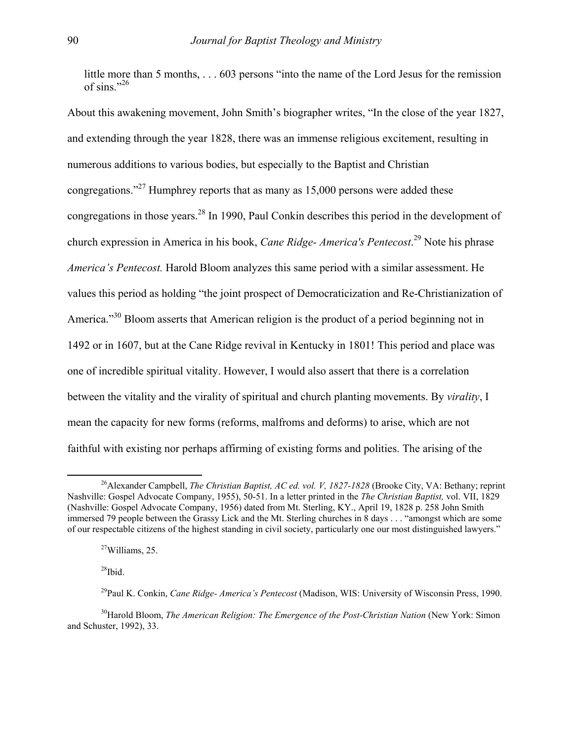little more than 5 months, . . . 603 persons "into the name of the Lord Jesus for the remission of sins."[26]

About this awakening movement, John Smith's biographer writes, "In the close of the year 1827, and extending through the year 1828, there was an immense religious excitement, resulting in numerous additions to various bodies, but especially to the Baptist and Christian congregations."[27] Humphrey reports that as many as 15,000 persons were added these congregations in those years.[28] In 1990, Paul Conkin describes this period in the development of church expression in America in his book, *Cane Ridge- America's Pentecost*.[29] Note his phrase *America's Pentecost.* Harold Bloom analyzes this same period with a similar assessment. He values this period as holding "the joint prospect of Democraticization and Re-Christianization of America."[30] Bloom asserts that American religion is the product of a period beginning not in 1492 or in 1607, but at the Cane Ridge revival in Kentucky in 1801! This period and place was one of incredible spiritual vitality. However, I would also assert that there is a correlation between the vitality and the virality of spiritual and church planting movements. By *virality*, I mean the capacity for new forms (reforms, malfroms and deforms) to arise, which are not faithful with existing nor perhaps affirming of existing forms and polities. The arising of the

---

[26]Alexander Campbell, *The Christian Baptist, AC ed. vol. V, 1827-1828* (Brooke City, VA: Bethany; reprint Nashville: Gospel Advocate Company, 1955), 50-51. In a letter printed in the *The Christian Baptist,* vol. VII, 1829 (Nashville: Gospel Advocate Company, 1956) dated from Mt. Sterling, KY., April 19, 1828 p. 258 John Smith immersed 79 people between the Grassy Lick and the Mt. Sterling churches in 8 days . . . "amongst which are some of our respectable citizens of the highest standing in civil society, particularly one our most distinguished lawyers."

[27]Williams, 25.

[28]Ibid.

[29]Paul K. Conkin, *Cane Ridge- America's Pentecost* (Madison, WIS: University of Wisconsin Press, 1990.

[30]Harold Bloom, *The American Religion: The Emergence of the Post-Christian Nation* (New York: Simon and Schuster, 1992), 33.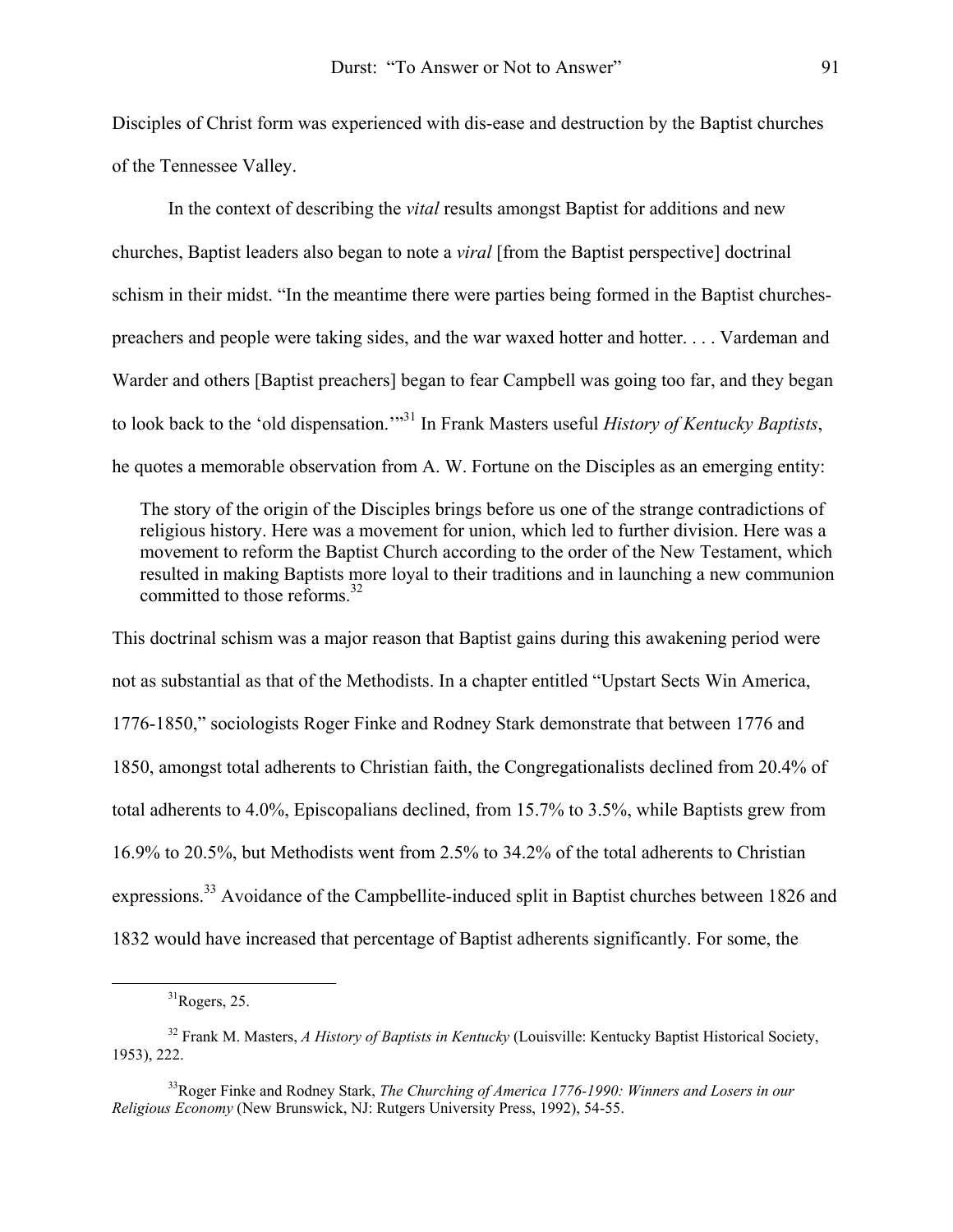Disciples of Christ form was experienced with dis-ease and destruction by the Baptist churches of the Tennessee Valley.

In the context of describing the *vital* results amongst Baptist for additions and new churches, Baptist leaders also began to note a *viral* [from the Baptist perspective] doctrinal schism in their midst. "In the meantime there were parties being formed in the Baptist churches-preachers and people were taking sides, and the war waxed hotter and hotter. . . . Vardeman and Warder and others [Baptist preachers] began to fear Campbell was going too far, and they began to look back to the 'old dispensation.'"[31] In Frank Masters useful *History of Kentucky Baptists*, he quotes a memorable observation from A. W. Fortune on the Disciples as an emerging entity:

> The story of the origin of the Disciples brings before us one of the strange contradictions of religious history. Here was a movement for union, which led to further division. Here was a movement to reform the Baptist Church according to the order of the New Testament, which resulted in making Baptists more loyal to their traditions and in launching a new communion committed to those reforms.[32]

This doctrinal schism was a major reason that Baptist gains during this awakening period were not as substantial as that of the Methodists. In a chapter entitled "Upstart Sects Win America, 1776-1850," sociologists Roger Finke and Rodney Stark demonstrate that between 1776 and 1850, amongst total adherents to Christian faith, the Congregationalists declined from 20.4% of total adherents to 4.0%, Episcopalians declined, from 15.7% to 3.5%, while Baptists grew from 16.9% to 20.5%, but Methodists went from 2.5% to 34.2% of the total adherents to Christian expressions.[33] Avoidance of the Campbellite-induced split in Baptist churches between 1826 and 1832 would have increased that percentage of Baptist adherents significantly. For some, the

---

[31] Rogers, 25.

[32] Frank M. Masters, *A History of Baptists in Kentucky* (Louisville: Kentucky Baptist Historical Society, 1953), 222.

[33] Roger Finke and Rodney Stark, *The Churching of America 1776-1990: Winners and Losers in our Religious Economy* (New Brunswick, NJ: Rutgers University Press, 1992), 54-55.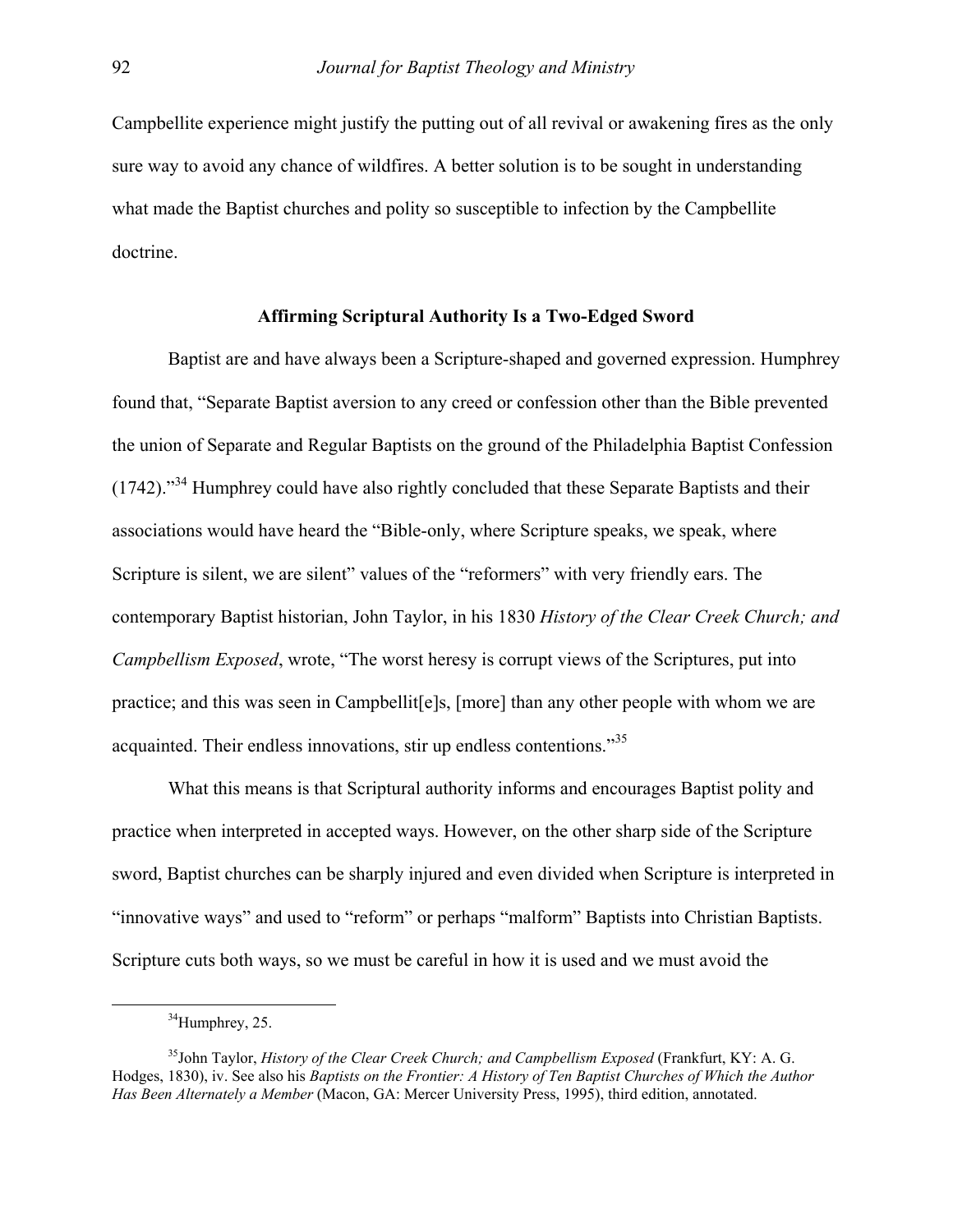Campbellite experience might justify the putting out of all revival or awakening fires as the only sure way to avoid any chance of wildfires. A better solution is to be sought in understanding what made the Baptist churches and polity so susceptible to infection by the Campbellite doctrine.

### Affirming Scriptural Authority Is a Two-Edged Sword

Baptist are and have always been a Scripture-shaped and governed expression. Humphrey found that, "Separate Baptist aversion to any creed or confession other than the Bible prevented the union of Separate and Regular Baptists on the ground of the Philadelphia Baptist Confession (1742)."[34] Humphrey could have also rightly concluded that these Separate Baptists and their associations would have heard the "Bible-only, where Scripture speaks, we speak, where Scripture is silent, we are silent" values of the "reformers" with very friendly ears. The contemporary Baptist historian, John Taylor, in his 1830 *History of the Clear Creek Church; and Campbellism Exposed*, wrote, "The worst heresy is corrupt views of the Scriptures, put into practice; and this was seen in Campbellit[e]s, [more] than any other people with whom we are acquainted. Their endless innovations, stir up endless contentions."[35]

What this means is that Scriptural authority informs and encourages Baptist polity and practice when interpreted in accepted ways. However, on the other sharp side of the Scripture sword, Baptist churches can be sharply injured and even divided when Scripture is interpreted in "innovative ways" and used to "reform" or perhaps "malform" Baptists into Christian Baptists. Scripture cuts both ways, so we must be careful in how it is used and we must avoid the

---

[34]Humphrey, 25.

[35]John Taylor, *History of the Clear Creek Church; and Campbellism Exposed* (Frankfurt, KY: A. G. Hodges, 1830), iv. See also his *Baptists on the Frontier: A History of Ten Baptist Churches of Which the Author Has Been Alternately a Member* (Macon, GA: Mercer University Press, 1995), third edition, annotated.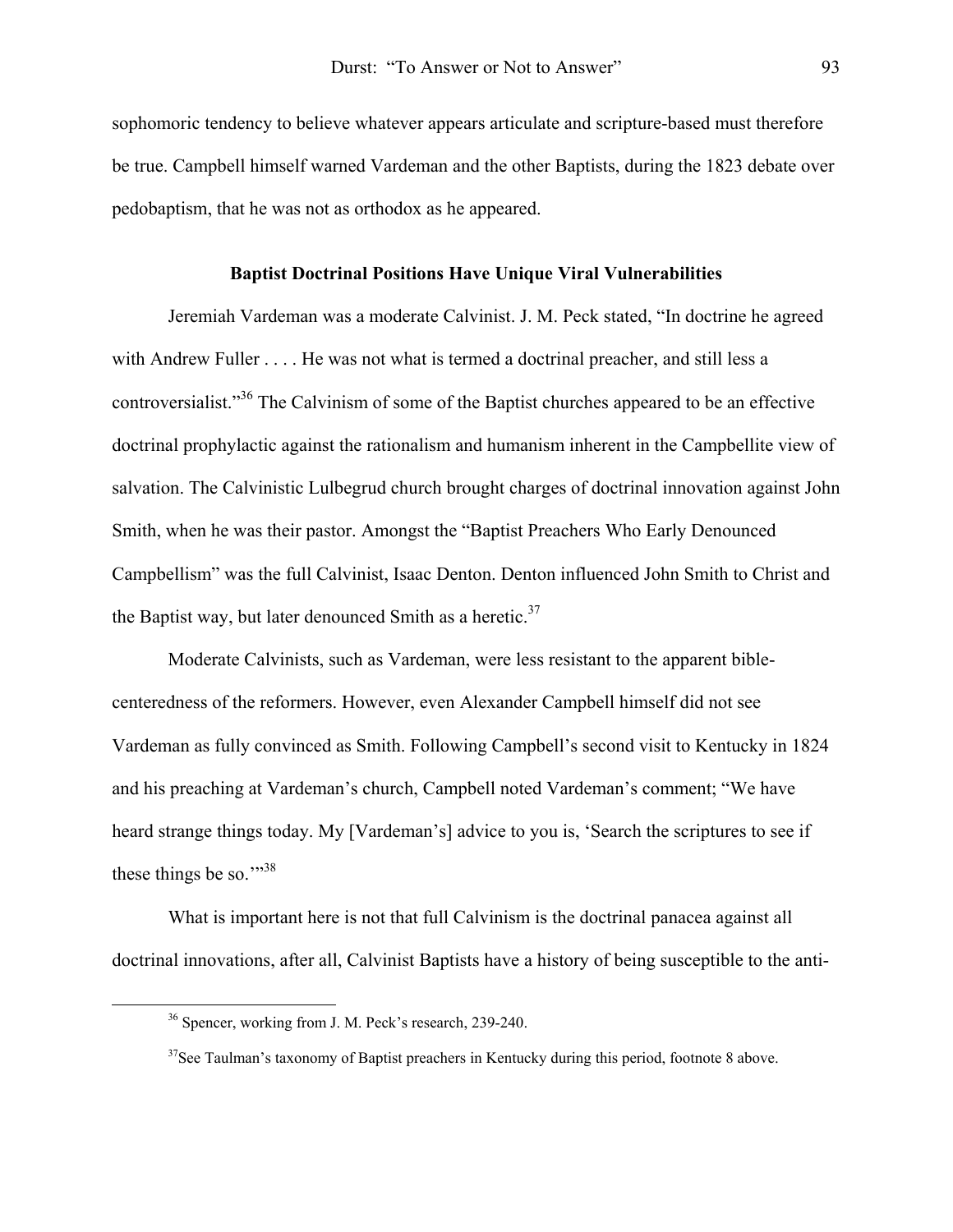sophomoric tendency to believe whatever appears articulate and scripture-based must therefore be true. Campbell himself warned Vardeman and the other Baptists, during the 1823 debate over pedobaptism, that he was not as orthodox as he appeared.

### Baptist Doctrinal Positions Have Unique Viral Vulnerabilities

Jeremiah Vardeman was a moderate Calvinist. J. M. Peck stated, "In doctrine he agreed with Andrew Fuller . . . . He was not what is termed a doctrinal preacher, and still less a controversialist."[36] The Calvinism of some of the Baptist churches appeared to be an effective doctrinal prophylactic against the rationalism and humanism inherent in the Campbellite view of salvation. The Calvinistic Lulbegrud church brought charges of doctrinal innovation against John Smith, when he was their pastor. Amongst the "Baptist Preachers Who Early Denounced Campbellism" was the full Calvinist, Isaac Denton. Denton influenced John Smith to Christ and the Baptist way, but later denounced Smith as a heretic.[37]

Moderate Calvinists, such as Vardeman, were less resistant to the apparent bible-centeredness of the reformers. However, even Alexander Campbell himself did not see Vardeman as fully convinced as Smith. Following Campbell's second visit to Kentucky in 1824 and his preaching at Vardeman's church, Campbell noted Vardeman's comment; "We have heard strange things today. My [Vardeman's] advice to you is, 'Search the scriptures to see if these things be so.'"[38]

What is important here is not that full Calvinism is the doctrinal panacea against all doctrinal innovations, after all, Calvinist Baptists have a history of being susceptible to the anti-

---

[36] Spencer, working from J. M. Peck's research, 239-240.

[37] See Taulman's taxonomy of Baptist preachers in Kentucky during this period, footnote 8 above.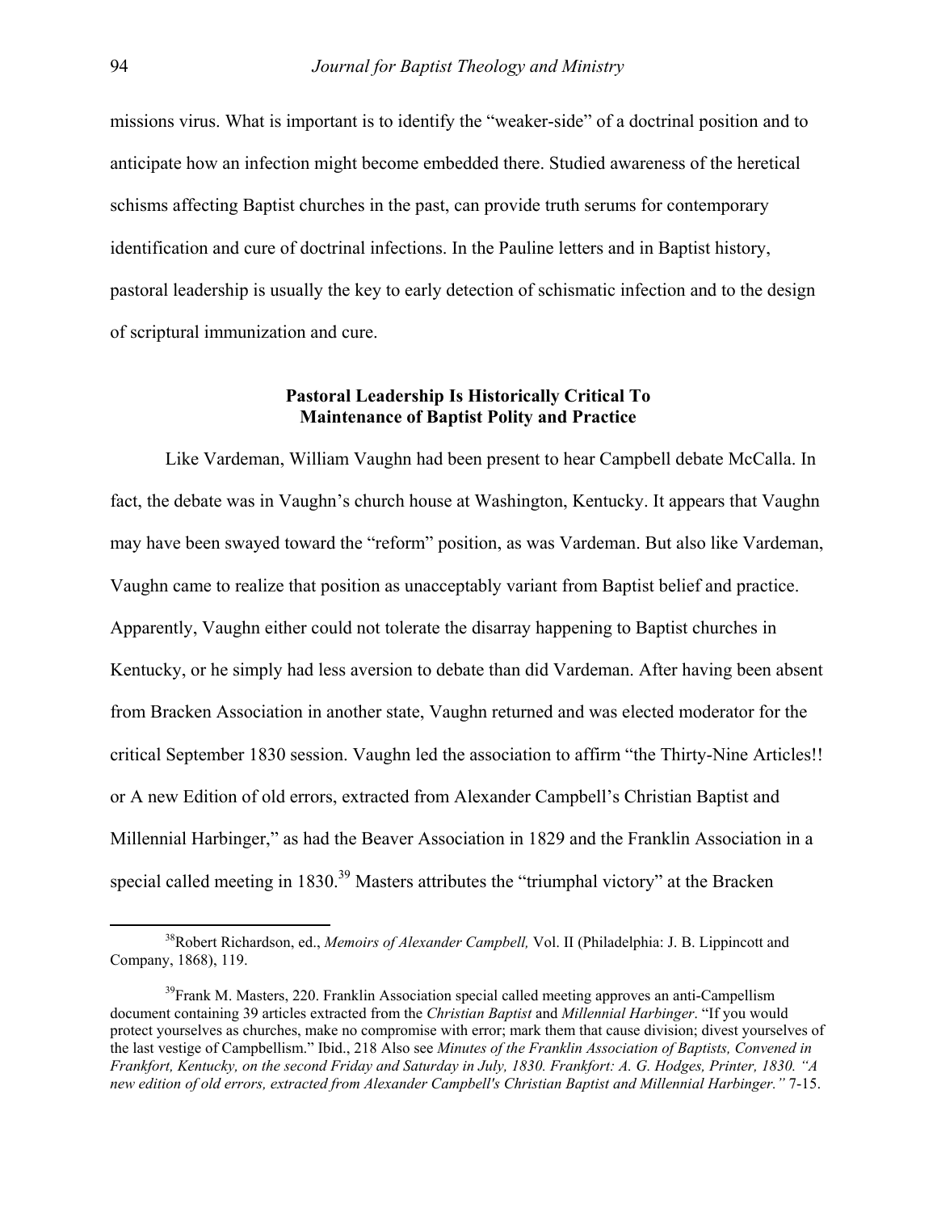missions virus. What is important is to identify the "weaker-side" of a doctrinal position and to anticipate how an infection might become embedded there. Studied awareness of the heretical schisms affecting Baptist churches in the past, can provide truth serums for contemporary identification and cure of doctrinal infections. In the Pauline letters and in Baptist history, pastoral leadership is usually the key to early detection of schismatic infection and to the design of scriptural immunization and cure.

## Pastoral Leadership Is Historically Critical To Maintenance of Baptist Polity and Practice

Like Vardeman, William Vaughn had been present to hear Campbell debate McCalla. In fact, the debate was in Vaughn's church house at Washington, Kentucky. It appears that Vaughn may have been swayed toward the "reform" position, as was Vardeman. But also like Vardeman, Vaughn came to realize that position as unacceptably variant from Baptist belief and practice. Apparently, Vaughn either could not tolerate the disarray happening to Baptist churches in Kentucky, or he simply had less aversion to debate than did Vardeman. After having been absent from Bracken Association in another state, Vaughn returned and was elected moderator for the critical September 1830 session. Vaughn led the association to affirm "the Thirty-Nine Articles!! or A new Edition of old errors, extracted from Alexander Campbell's Christian Baptist and Millennial Harbinger," as had the Beaver Association in 1829 and the Franklin Association in a special called meeting in 1830.[39] Masters attributes the "triumphal victory" at the Bracken

---

[38]Robert Richardson, ed., *Memoirs of Alexander Campbell,* Vol. II (Philadelphia: J. B. Lippincott and Company, 1868), 119.

[39]Frank M. Masters, 220. Franklin Association special called meeting approves an anti-Campellism document containing 39 articles extracted from the *Christian Baptist* and *Millennial Harbinger*. "If you would protect yourselves as churches, make no compromise with error; mark them that cause division; divest yourselves of the last vestige of Campbellism." Ibid., 218 Also see *Minutes of the Franklin Association of Baptists, Convened in Frankfort, Kentucky, on the second Friday and Saturday in July, 1830. Frankfort: A. G. Hodges, Printer, 1830. "A new edition of old errors, extracted from Alexander Campbell's Christian Baptist and Millennial Harbinger."* 7-15.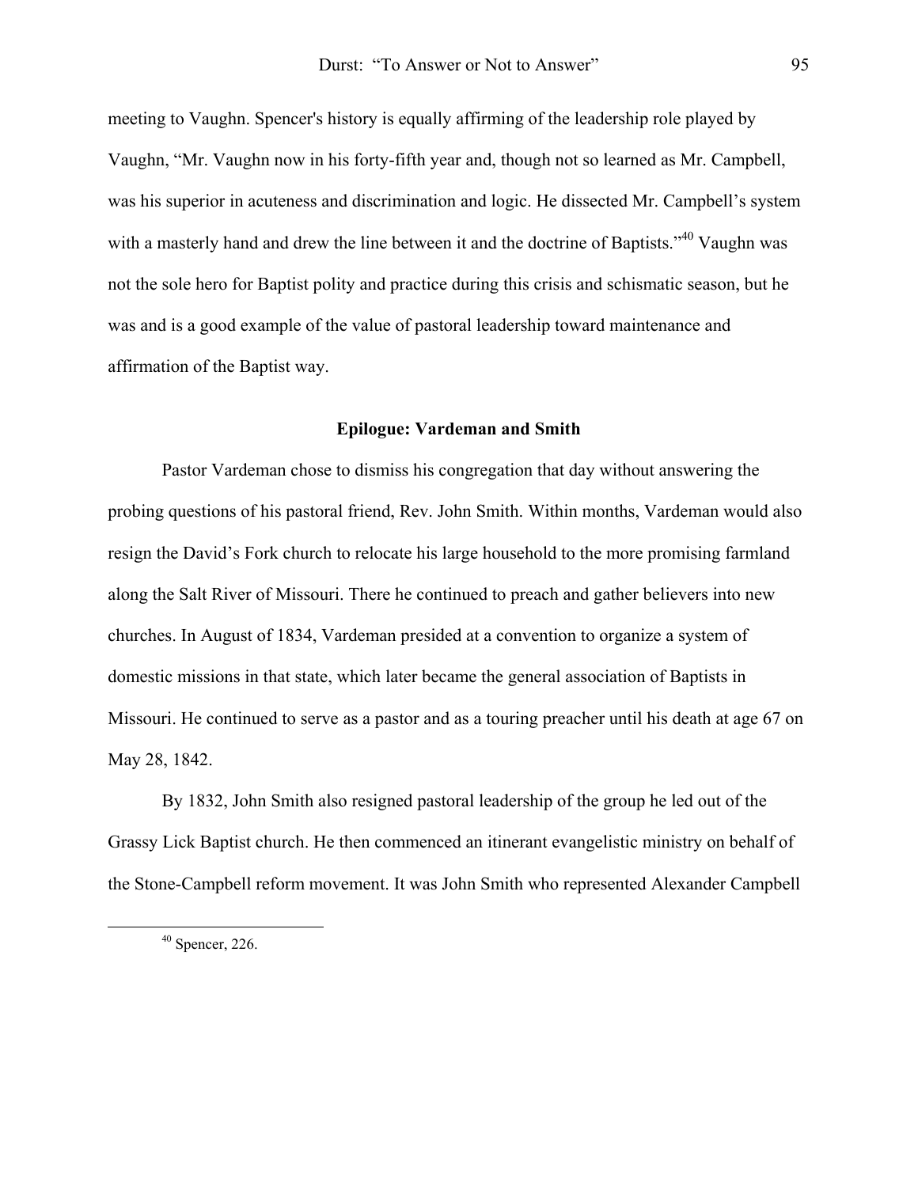meeting to Vaughn. Spencer's history is equally affirming of the leadership role played by Vaughn, "Mr. Vaughn now in his forty-fifth year and, though not so learned as Mr. Campbell, was his superior in acuteness and discrimination and logic. He dissected Mr. Campbell's system with a masterly hand and drew the line between it and the doctrine of Baptists."[40] Vaughn was not the sole hero for Baptist polity and practice during this crisis and schismatic season, but he was and is a good example of the value of pastoral leadership toward maintenance and affirmation of the Baptist way.

## Epilogue: Vardeman and Smith

Pastor Vardeman chose to dismiss his congregation that day without answering the probing questions of his pastoral friend, Rev. John Smith. Within months, Vardeman would also resign the David's Fork church to relocate his large household to the more promising farmland along the Salt River of Missouri. There he continued to preach and gather believers into new churches. In August of 1834, Vardeman presided at a convention to organize a system of domestic missions in that state, which later became the general association of Baptists in Missouri. He continued to serve as a pastor and as a touring preacher until his death at age 67 on May 28, 1842.

By 1832, John Smith also resigned pastoral leadership of the group he led out of the Grassy Lick Baptist church. He then commenced an itinerant evangelistic ministry on behalf of the Stone-Campbell reform movement. It was John Smith who represented Alexander Campbell

---

[40] Spencer, 226.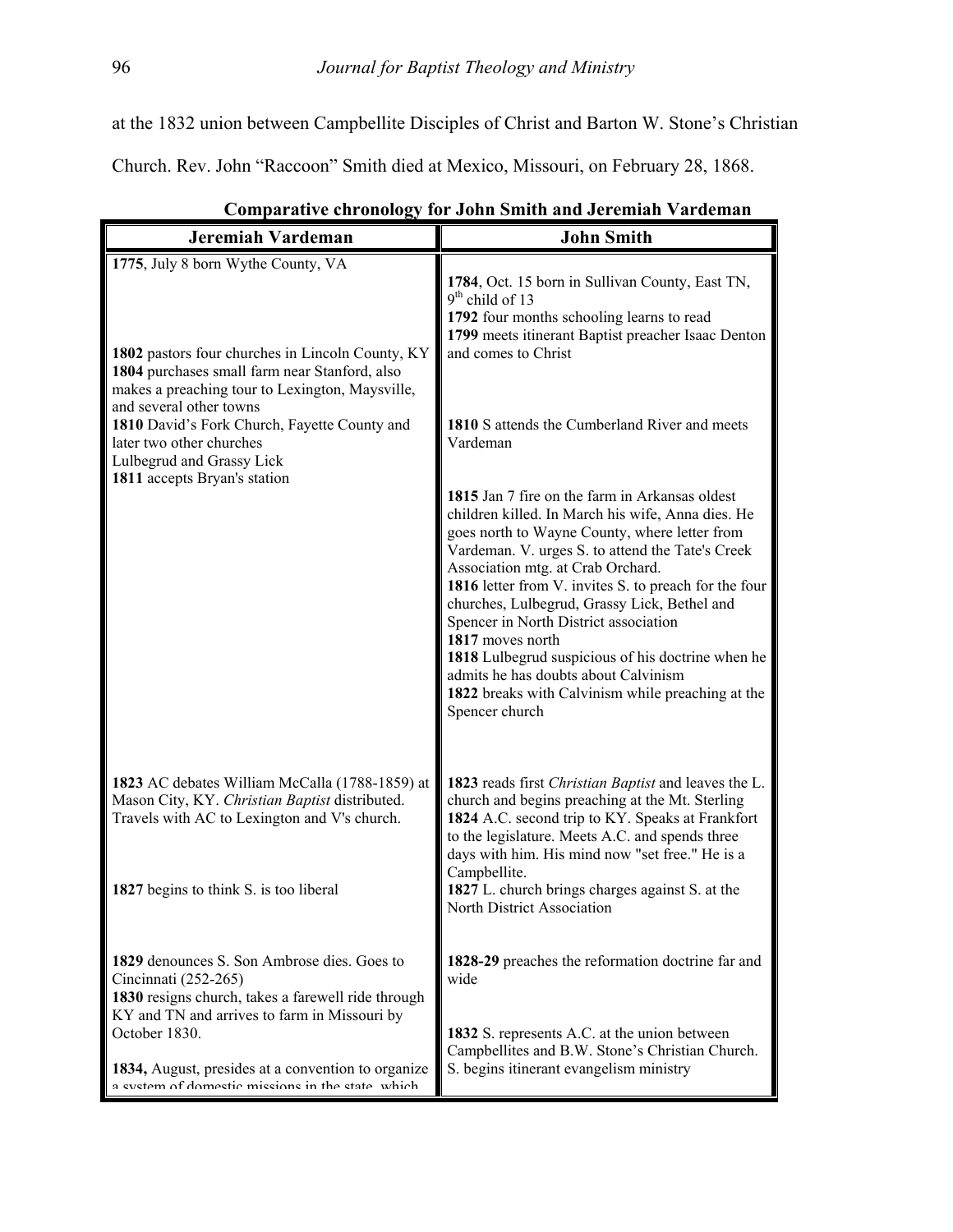at the 1832 union between Campbellite Disciples of Christ and Barton W. Stone's Christian Church. Rev. John "Raccoon" Smith died at Mexico, Missouri, on February 28, 1868.

**Comparative chronology for John Smith and Jeremiah Vardeman**

| Jeremiah Vardeman | John Smith |
|---|---|
| **1775**, July 8 born Wythe County, VA | **1784**, Oct. 15 born in Sullivan County, East TN, 9th child of 13<br>**1792** four months schooling learns to read<br>**1799** meets itinerant Baptist preacher Isaac Denton and comes to Christ |
| **1802** pastors four churches in Lincoln County, KY<br>**1804** purchases small farm near Stanford, also makes a preaching tour to Lexington, Maysville, and several other towns | |
| **1810** David's Fork Church, Fayette County and later two other churches Lulbegrud and Grassy Lick<br>**1811** accepts Bryan's station | **1810** S attends the Cumberland River and meets Vardeman |
| | **1815** Jan 7 fire on the farm in Arkansas oldest children killed. In March his wife, Anna dies. He goes north to Wayne County, where letter from Vardeman. V. urges S. to attend the Tate's Creek Association mtg. at Crab Orchard.<br>**1816** letter from V. invites S. to preach for the four churches, Lulbegrud, Grassy Lick, Bethel and Spencer in North District association<br>**1817** moves north<br>**1818** Lulbegrud suspicious of his doctrine when he admits he has doubts about Calvinism<br>**1822** breaks with Calvinism while preaching at the Spencer church |
| **1823** AC debates William McCalla (1788-1859) at Mason City, KY. *Christian Baptist* distributed. Travels with AC to Lexington and V's church. | **1823** reads first *Christian Baptist* and leaves the L. church and begins preaching at the Mt. Sterling<br>**1824** A.C. second trip to KY. Speaks at Frankfort to the legislature. Meets A.C. and spends three days with him. His mind now "set free." He is a Campbellite. |
| **1827** begins to think S. is too liberal | **1827** L. church brings charges against S. at the North District Association |
| **1829** denounces S. Son Ambrose dies. Goes to Cincinnati (252-265)<br>**1830** resigns church, takes a farewell ride through KY and TN and arrives to farm in Missouri by October 1830. | **1828-29** preaches the reformation doctrine far and wide |
| **1834,** August, presides at a convention to organize a system of domestic missions in the state, which | **1832** S. represents A.C. at the union between Campbellites and B.W. Stone's Christian Church. S. begins itinerant evangelism ministry |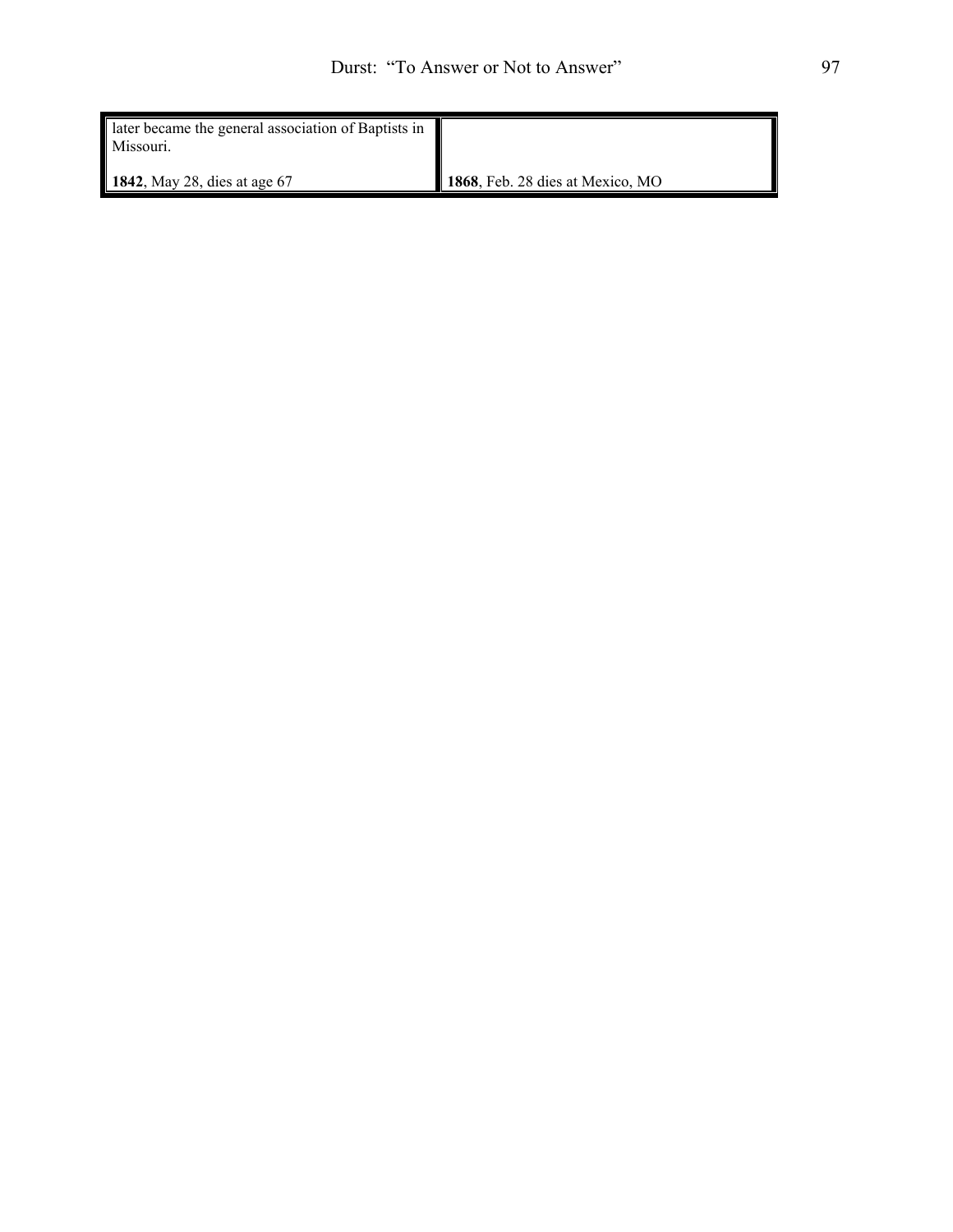| | |
|---|---|
| later became the general association of Baptists in Missouri. | |
| **1842**, May 28, dies at age 67 | **1868**, Feb. 28 dies at Mexico, MO |